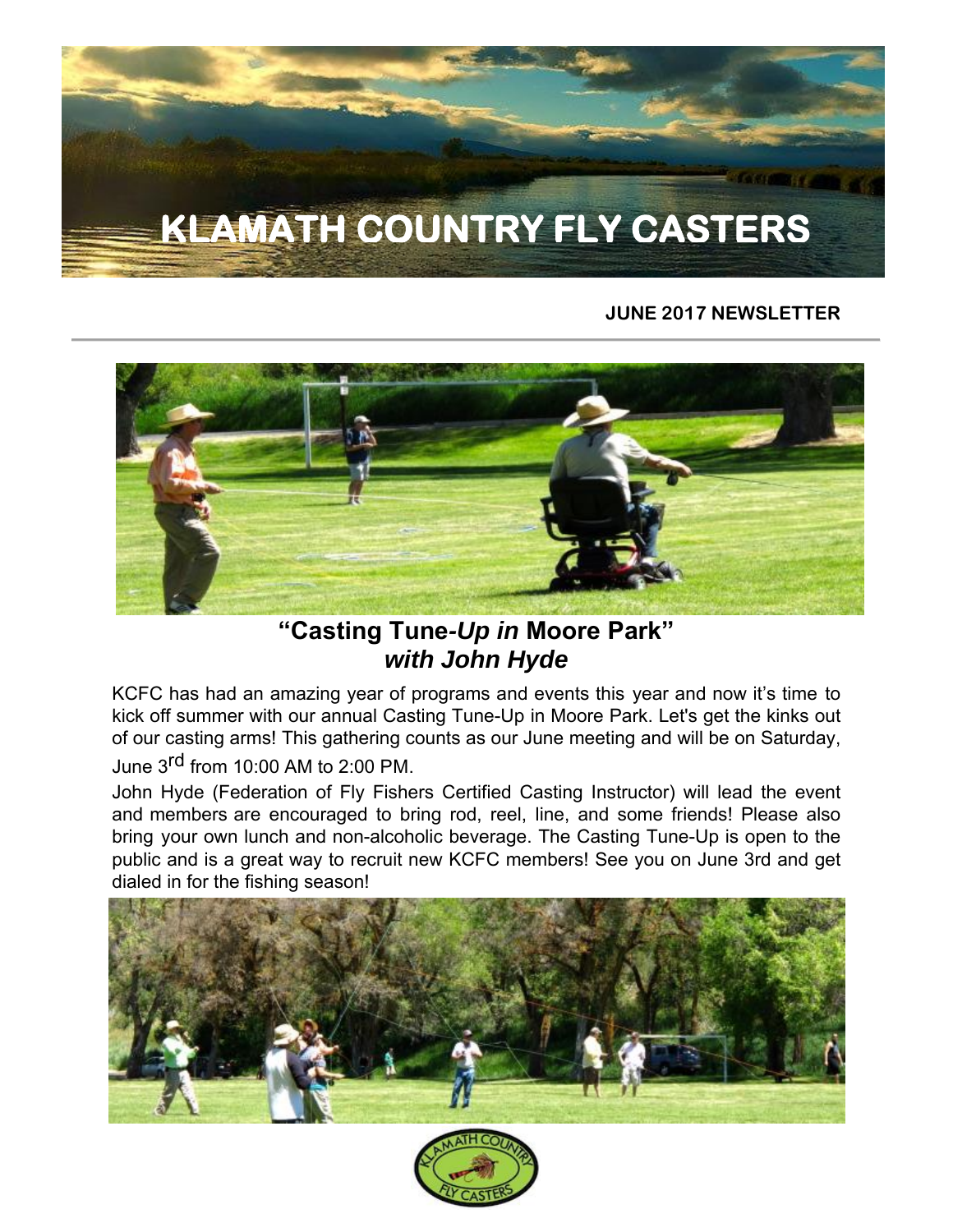# KLAMATH COUNTRY FLY CASTERS

**JUNE 2017 NEWSLETTER**

## "Casting Tune-*Up in* Moore Park"
## ***with John Hyde***

KCFC has had an amazing year of programs and events this year and now it's time to kick off summer with our annual Casting Tune-Up in Moore Park. Let's get the kinks out of our casting arms! This gathering counts as our June meeting and will be on Saturday, June 3rd from 10:00 AM to 2:00 PM.

John Hyde (Federation of Fly Fishers Certified Casting Instructor) will lead the event and members are encouraged to bring rod, reel, line, and some friends! Please also bring your own lunch and non-alcoholic beverage. The Casting Tune-Up is open to the public and is a great way to recruit new KCFC members! See you on June 3rd and get dialed in for the fishing season!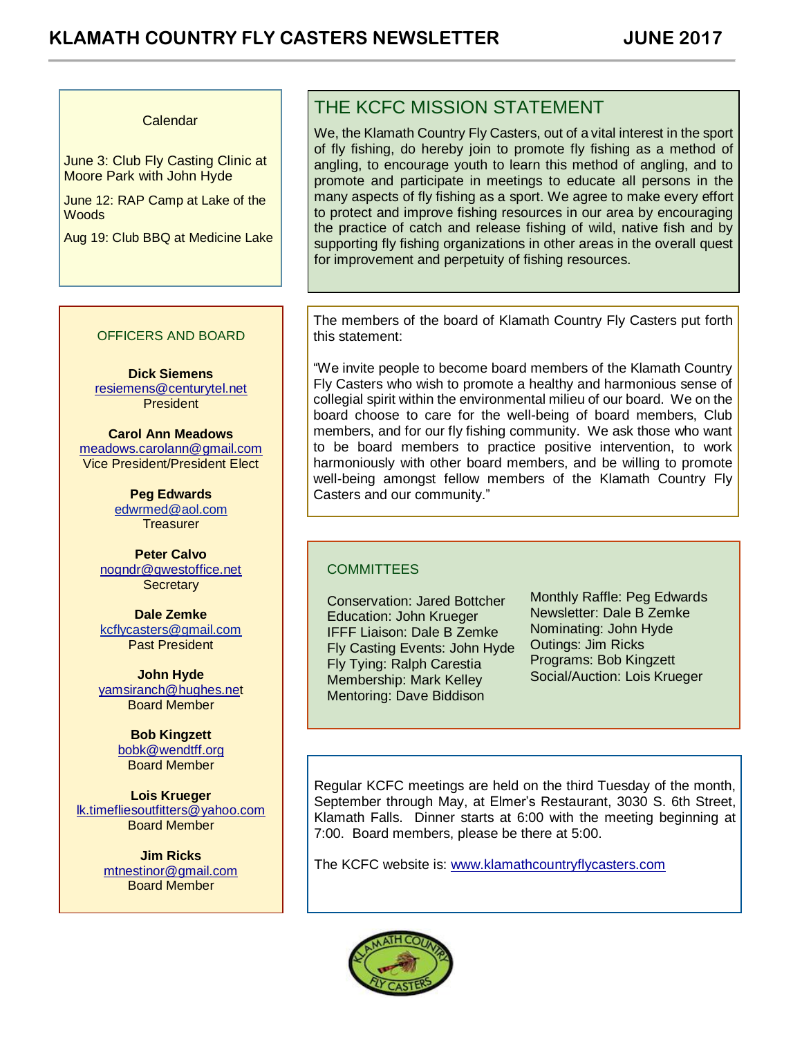Calendar

June 3: Club Fly Casting Clinic at Moore Park with John Hyde

June 12: RAP Camp at Lake of the Woods

Aug 19: Club BBQ at Medicine Lake

## THE KCFC MISSION STATEMENT

We, the Klamath Country Fly Casters, out of a vital interest in the sport of fly fishing, do hereby join to promote fly fishing as a method of angling, to encourage youth to learn this method of angling, and to promote and participate in meetings to educate all persons in the many aspects of fly fishing as a sport. We agree to make every effort to protect and improve fishing resources in our area by encouraging the practice of catch and release fishing of wild, native fish and by supporting fly fishing organizations in other areas in the overall quest for improvement and perpetuity of fishing resources.

OFFICERS AND BOARD

**Dick Siemens**
resiemens@centurytel.net
President

**Carol Ann Meadows**
meadows.carolann@gmail.com
Vice President/President Elect

**Peg Edwards**
edwrmed@aol.com
Treasurer

**Peter Calvo**
nogndr@qwestoffice.net
Secretary

**Dale Zemke**
kcflycasters@gmail.com
Past President

**John Hyde**
yamsiranch@hughes.net
Board Member

**Bob Kingzett**
bobk@wendtff.org
Board Member

**Lois Krueger**
lk.timefliesoutfitters@yahoo.com
Board Member

**Jim Ricks**
mtnestinor@gmail.com
Board Member

The members of the board of Klamath Country Fly Casters put forth this statement:

"We invite people to become board members of the Klamath Country Fly Casters who wish to promote a healthy and harmonious sense of collegial spirit within the environmental milieu of our board. We on the board choose to care for the well-being of board members, Club members, and for our fly fishing community. We ask those who want to be board members to practice positive intervention, to work harmoniously with other board members, and be willing to promote well-being amongst fellow members of the Klamath Country Fly Casters and our community."

COMMITTEES

Conservation: Jared Bottcher
Education: John Krueger
IFFF Liaison: Dale B Zemke
Fly Casting Events: John Hyde
Fly Tying: Ralph Carestia
Membership: Mark Kelley
Mentoring: Dave Biddison
Monthly Raffle: Peg Edwards
Newsletter: Dale B Zemke
Nominating: John Hyde
Outings: Jim Ricks
Programs: Bob Kingzett
Social/Auction: Lois Krueger

Regular KCFC meetings are held on the third Tuesday of the month, September through May, at Elmer's Restaurant, 3030 S. 6th Street, Klamath Falls. Dinner starts at 6:00 with the meeting beginning at 7:00. Board members, please be there at 5:00.

The KCFC website is: www.klamathcountryflycasters.com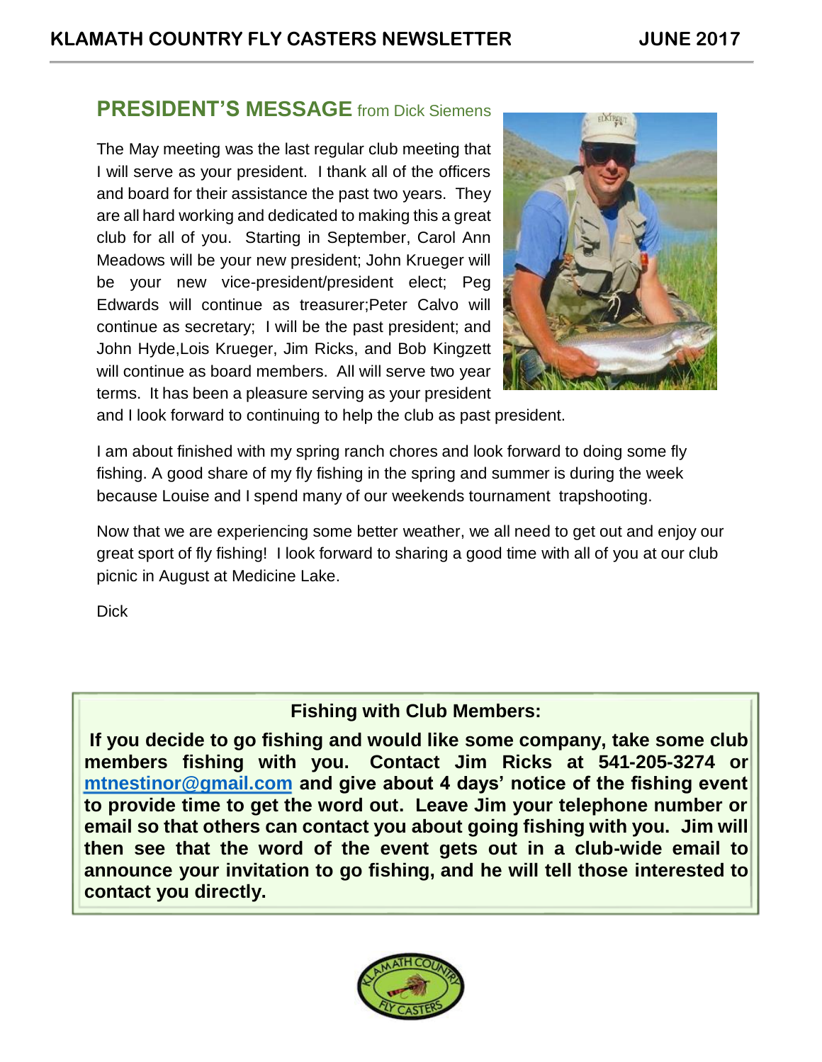## PRESIDENT'S MESSAGE from Dick Siemens

The May meeting was the last regular club meeting that I will serve as your president. I thank all of the officers and board for their assistance the past two years. They are all hard working and dedicated to making this a great club for all of you. Starting in September, Carol Ann Meadows will be your new president; John Krueger will be your new vice-president/president elect; Peg Edwards will continue as treasurer;Peter Calvo will continue as secretary; I will be the past president; and John Hyde,Lois Krueger, Jim Ricks, and Bob Kingzett will continue as board members. All will serve two year terms. It has been a pleasure serving as your president and I look forward to continuing to help the club as past president.

I am about finished with my spring ranch chores and look forward to doing some fly fishing. A good share of my fly fishing in the spring and summer is during the week because Louise and I spend many of our weekends tournament trapshooting.

Now that we are experiencing some better weather, we all need to get out and enjoy our great sport of fly fishing! I look forward to sharing a good time with all of you at our club picnic in August at Medicine Lake.

Dick

**Fishing with Club Members:**

**If you decide to go fishing and would like some company, take some club members fishing with you. Contact Jim Ricks at 541-205-3274 or mtnestinor@gmail.com and give about 4 days' notice of the fishing event to provide time to get the word out. Leave Jim your telephone number or email so that others can contact you about going fishing with you. Jim will then see that the word of the event gets out in a club-wide email to announce your invitation to go fishing, and he will tell those interested to contact you directly.**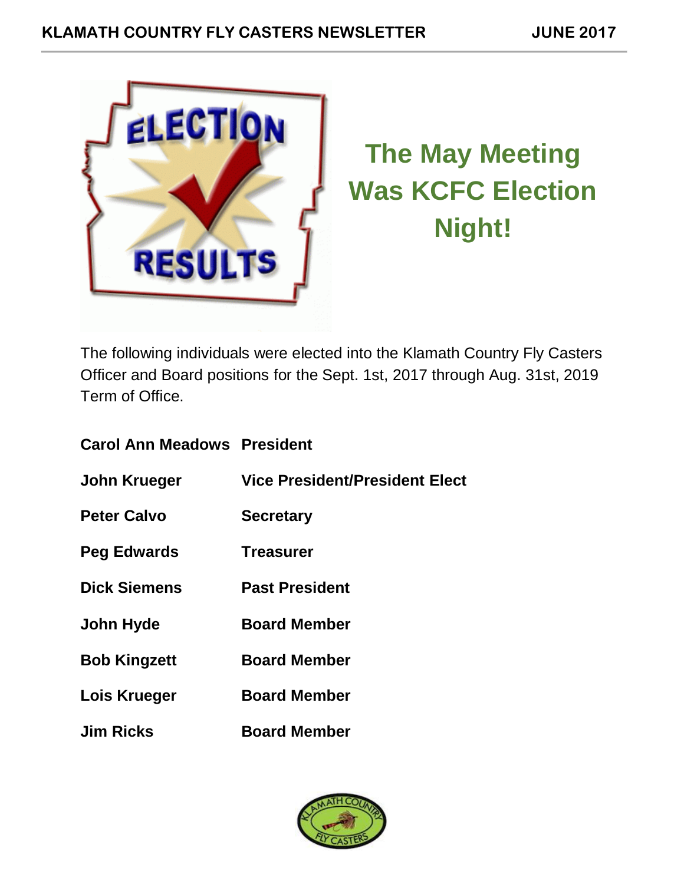# The May Meeting Was KCFC Election Night!

The following individuals were elected into the Klamath Country Fly Casters Officer and Board positions for the Sept. 1st, 2017 through Aug. 31st, 2019 Term of Office.

| | |
|---|---|
| **Carol Ann Meadows** | **President** |
| **John Krueger** | **Vice President/President Elect** |
| **Peter Calvo** | **Secretary** |
| **Peg Edwards** | **Treasurer** |
| **Dick Siemens** | **Past President** |
| **John Hyde** | **Board Member** |
| **Bob Kingzett** | **Board Member** |
| **Lois Krueger** | **Board Member** |
| **Jim Ricks** | **Board Member** |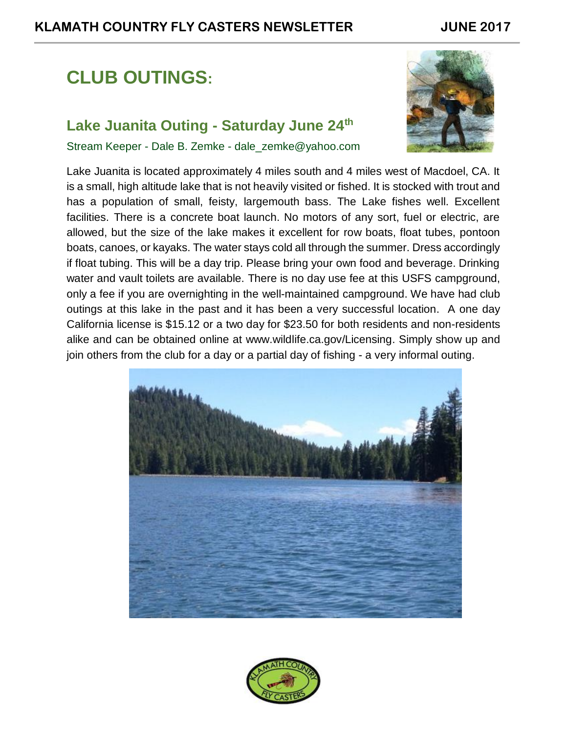# CLUB OUTINGS:

## Lake Juanita Outing - Saturday June 24th

Stream Keeper - Dale B. Zemke - dale_zemke@yahoo.com

Lake Juanita is located approximately 4 miles south and 4 miles west of Macdoel, CA. It is a small, high altitude lake that is not heavily visited or fished. It is stocked with trout and has a population of small, feisty, largemouth bass. The Lake fishes well. Excellent facilities. There is a concrete boat launch. No motors of any sort, fuel or electric, are allowed, but the size of the lake makes it excellent for row boats, float tubes, pontoon boats, canoes, or kayaks. The water stays cold all through the summer. Dress accordingly if float tubing. This will be a day trip. Please bring your own food and beverage. Drinking water and vault toilets are available. There is no day use fee at this USFS campground, only a fee if you are overnighting in the well-maintained campground. We have had club outings at this lake in the past and it has been a very successful location. A one day California license is $15.12 or a two day for $23.50 for both residents and non-residents alike and can be obtained online at www.wildlife.ca.gov/Licensing. Simply show up and join others from the club for a day or a partial day of fishing - a very informal outing.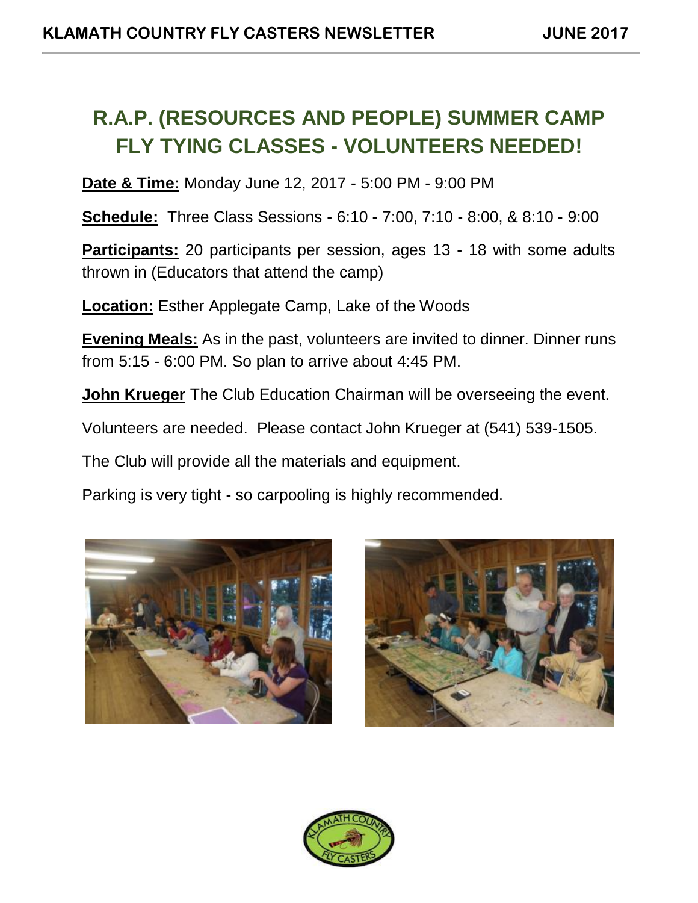# R.A.P. (RESOURCES AND PEOPLE) SUMMER CAMP FLY TYING CLASSES - VOLUNTEERS NEEDED!

**Date & Time:** Monday June 12, 2017 - 5:00 PM - 9:00 PM

**Schedule:** Three Class Sessions - 6:10 - 7:00, 7:10 - 8:00, & 8:10 - 9:00

**Participants:** 20 participants per session, ages 13 - 18 with some adults thrown in (Educators that attend the camp)

**Location:** Esther Applegate Camp, Lake of the Woods

**Evening Meals:** As in the past, volunteers are invited to dinner. Dinner runs from 5:15 - 6:00 PM. So plan to arrive about 4:45 PM.

**John Krueger** The Club Education Chairman will be overseeing the event.

Volunteers are needed. Please contact John Krueger at (541) 539-1505.

The Club will provide all the materials and equipment.

Parking is very tight - so carpooling is highly recommended.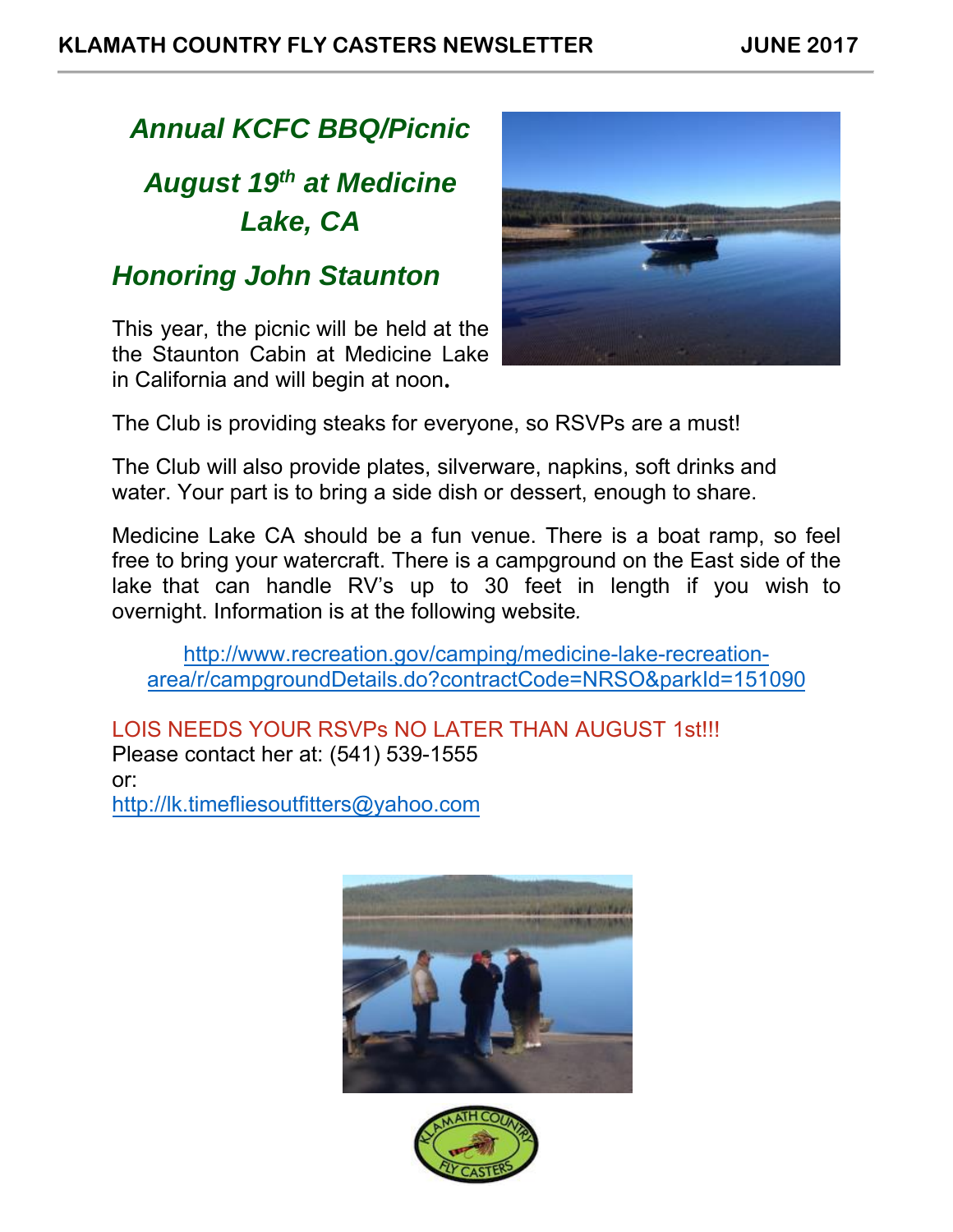## *Annual KCFC BBQ/Picnic*

## *August 19th at Medicine Lake, CA*

## *Honoring John Staunton*

This year, the picnic will be held at the the Staunton Cabin at Medicine Lake in California and will begin at noon.

The Club is providing steaks for everyone, so RSVPs are a must!

The Club will also provide plates, silverware, napkins, soft drinks and water. Your part is to bring a side dish or dessert, enough to share.

Medicine Lake CA should be a fun venue. There is a boat ramp, so feel free to bring your watercraft. There is a campground on the East side of the lake that can handle RV's up to 30 feet in length if you wish to overnight. Information is at the following website.

http://www.recreation.gov/camping/medicine-lake-recreation-area/r/campgroundDetails.do?contractCode=NRSO&parkId=151090

LOIS NEEDS YOUR RSVPs NO LATER THAN AUGUST 1st!!!
Please contact her at: (541) 539-1555
or:
http://lk.timefliesoutfitters@yahoo.com